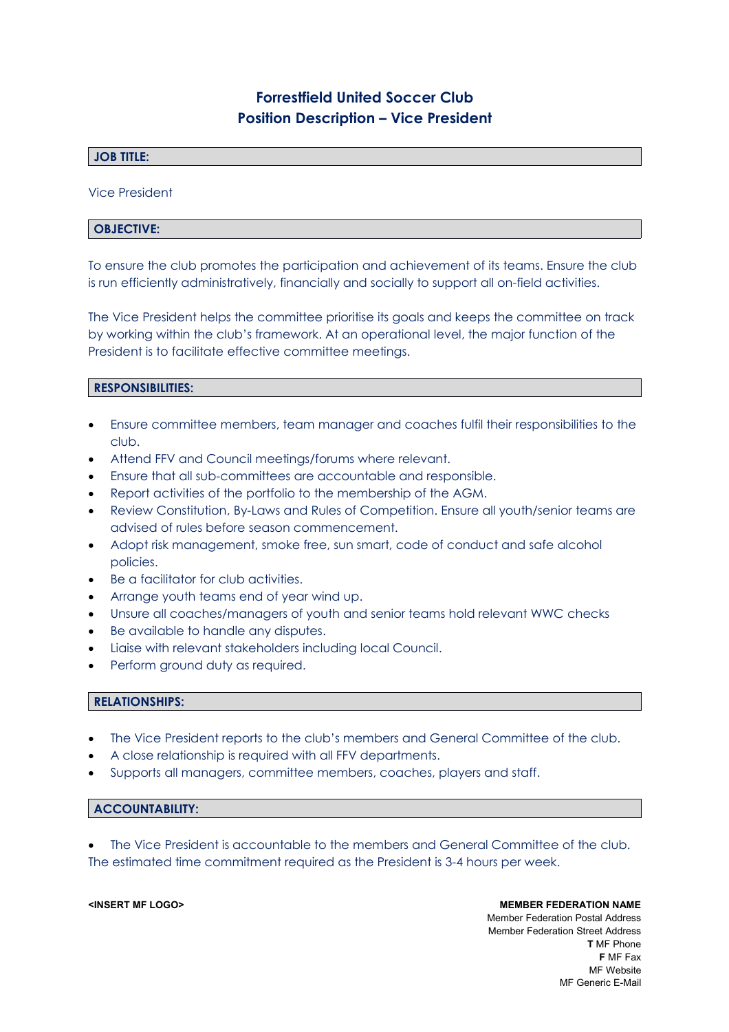# Forrestfield United Soccer Club
# Position Description – Vice President

## JOB TITLE:

Vice President

## OBJECTIVE:

To ensure the club promotes the participation and achievement of its teams. Ensure the club is run efficiently administratively, financially and socially to support all on-field activities.

The Vice President helps the committee prioritise its goals and keeps the committee on track by working within the club's framework. At an operational level, the major function of the President is to facilitate effective committee meetings.

## RESPONSIBILITIES:

- Ensure committee members, team manager and coaches fulfil their responsibilities to the club.
- Attend FFV and Council meetings/forums where relevant.
- Ensure that all sub-committees are accountable and responsible.
- Report activities of the portfolio to the membership of the AGM.
- Review Constitution, By-Laws and Rules of Competition. Ensure all youth/senior teams are advised of rules before season commencement.
- Adopt risk management, smoke free, sun smart, code of conduct and safe alcohol policies.
- Be a facilitator for club activities.
- Arrange youth teams end of year wind up.
- Unsure all coaches/managers of youth and senior teams hold relevant WWC checks
- Be available to handle any disputes.
- Liaise with relevant stakeholders including local Council.
- Perform ground duty as required.

## RELATIONSHIPS:

- The Vice President reports to the club's members and General Committee of the club.
- A close relationship is required with all FFV departments.
- Supports all managers, committee members, coaches, players and staff.

## ACCOUNTABILITY:

- The Vice President is accountable to the members and General Committee of the club.

The estimated time commitment required as the President is 3-4 hours per week.

<INSERT MF LOGO>

**MEMBER FEDERATION NAME**
Member Federation Postal Address
Member Federation Street Address
**T** MF Phone
**F** MF Fax
MF Website
MF Generic E-Mail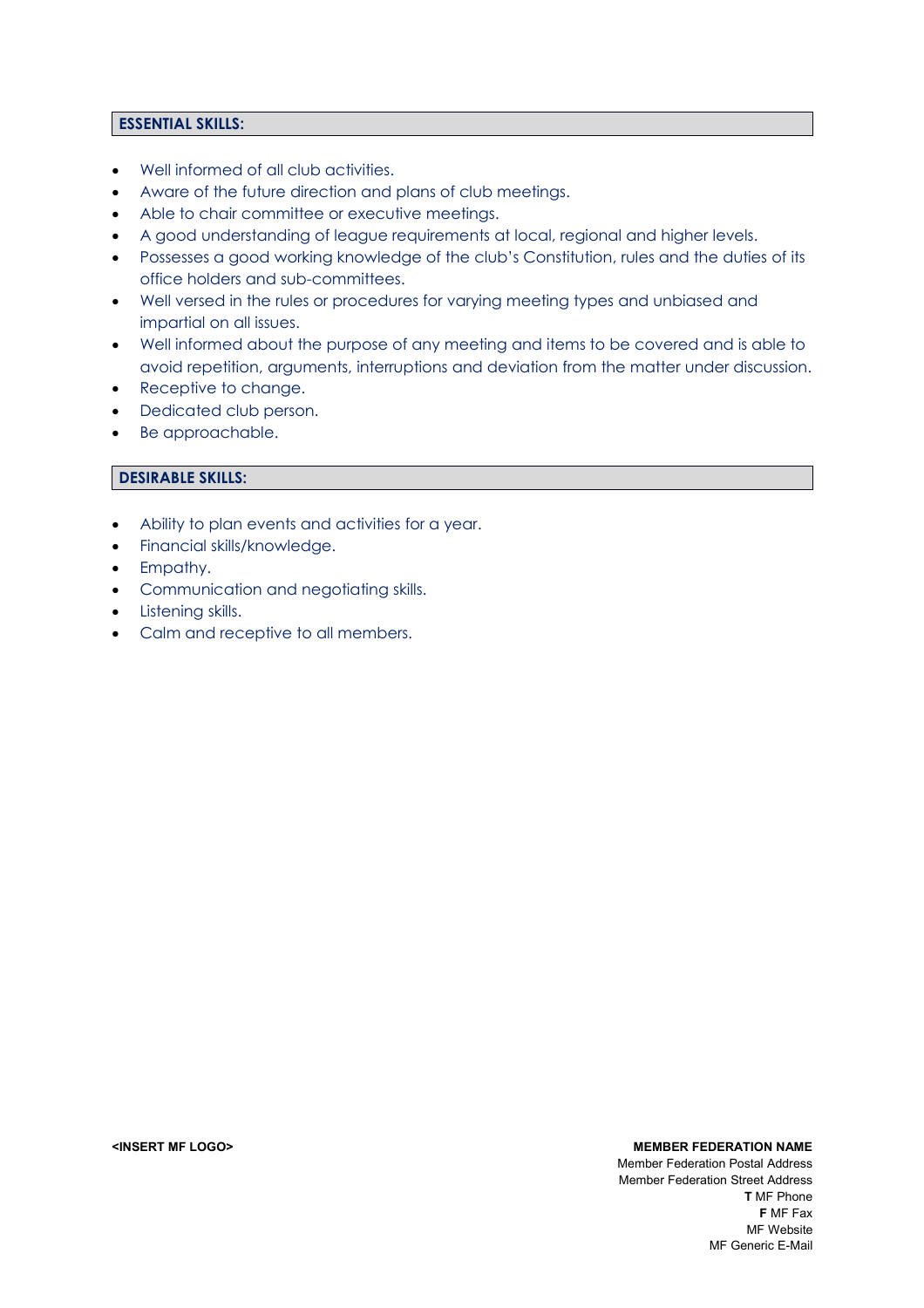## ESSENTIAL SKILLS:

- Well informed of all club activities.
- Aware of the future direction and plans of club meetings.
- Able to chair committee or executive meetings.
- A good understanding of league requirements at local, regional and higher levels.
- Possesses a good working knowledge of the club's Constitution, rules and the duties of its office holders and sub-committees.
- Well versed in the rules or procedures for varying meeting types and unbiased and impartial on all issues.
- Well informed about the purpose of any meeting and items to be covered and is able to avoid repetition, arguments, interruptions and deviation from the matter under discussion.
- Receptive to change.
- Dedicated club person.
- Be approachable.

## DESIRABLE SKILLS:

- Ability to plan events and activities for a year.
- Financial skills/knowledge.
- Empathy.
- Communication and negotiating skills.
- Listening skills.
- Calm and receptive to all members.

**<INSERT MF LOGO>**

**MEMBER FEDERATION NAME**
Member Federation Postal Address
Member Federation Street Address
**T** MF Phone
**F** MF Fax
MF Website
MF Generic E-Mail